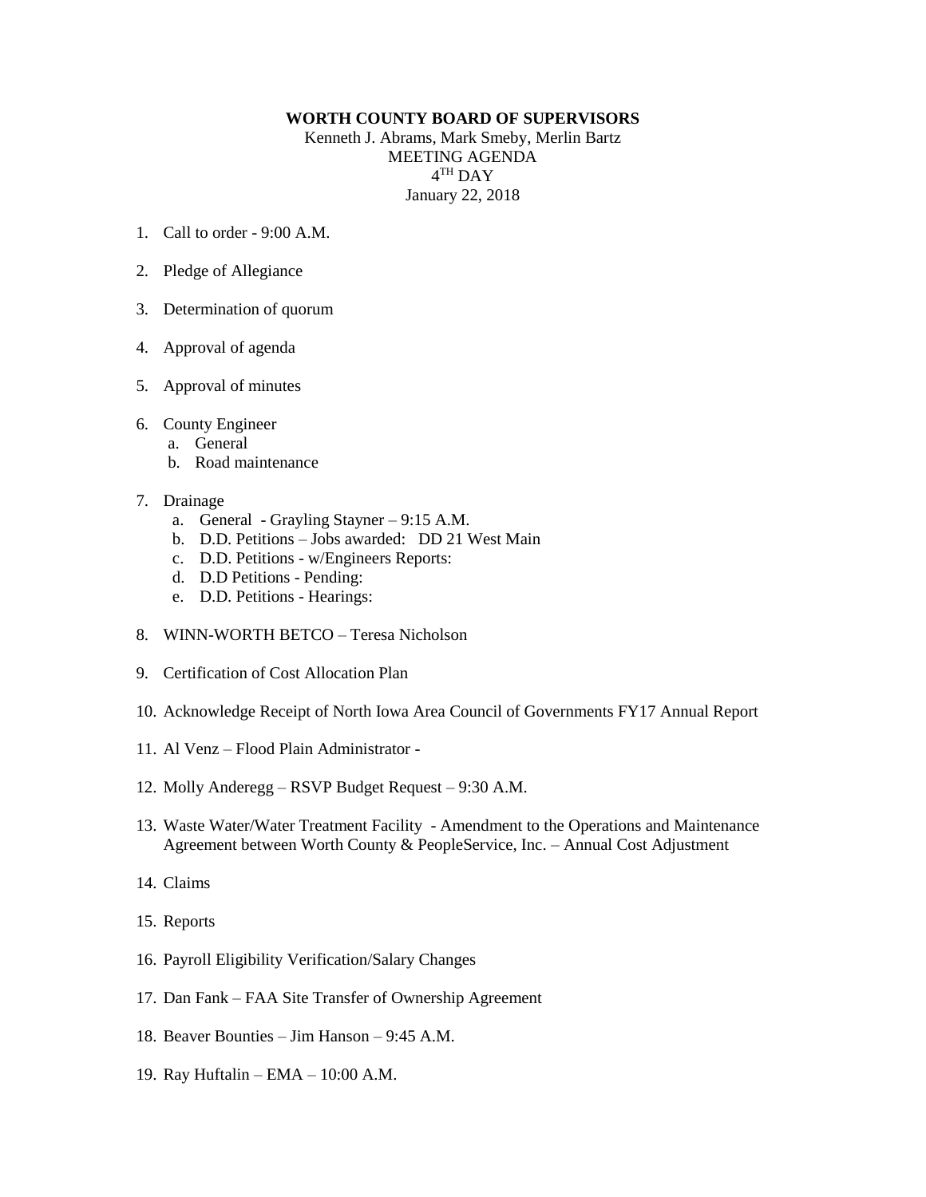**WORTH COUNTY BOARD OF SUPERVISORS**

Kenneth J. Abrams, Mark Smeby, Merlin Bartz
MEETING AGENDA
4TH DAY
January 22, 2018

1. Call to order - 9:00 A.M.

2. Pledge of Allegiance

3. Determination of quorum

4. Approval of agenda

5. Approval of minutes

6. County Engineer
   a. General
   b. Road maintenance

7. Drainage
   a. General - Grayling Stayner – 9:15 A.M.
   b. D.D. Petitions – Jobs awarded: DD 21 West Main
   c. D.D. Petitions - w/Engineers Reports:
   d. D.D Petitions - Pending:
   e. D.D. Petitions - Hearings:

8. WINN-WORTH BETCO – Teresa Nicholson

9. Certification of Cost Allocation Plan

10. Acknowledge Receipt of North Iowa Area Council of Governments FY17 Annual Report

11. Al Venz – Flood Plain Administrator -

12. Molly Anderegg – RSVP Budget Request – 9:30 A.M.

13. Waste Water/Water Treatment Facility - Amendment to the Operations and Maintenance Agreement between Worth County & PeopleService, Inc. – Annual Cost Adjustment

14. Claims

15. Reports

16. Payroll Eligibility Verification/Salary Changes

17. Dan Fank – FAA Site Transfer of Ownership Agreement

18. Beaver Bounties – Jim Hanson – 9:45 A.M.

19. Ray Huftalin – EMA – 10:00 A.M.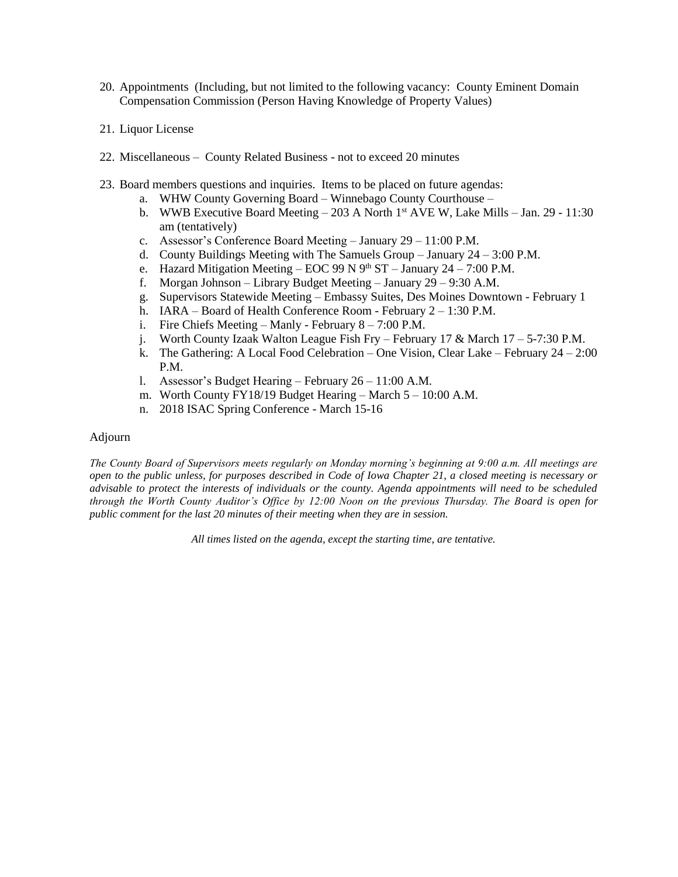20. Appointments (Including, but not limited to the following vacancy: County Eminent Domain Compensation Commission (Person Having Knowledge of Property Values)

21. Liquor License

22. Miscellaneous – County Related Business - not to exceed 20 minutes

23. Board members questions and inquiries. Items to be placed on future agendas:
    a. WHW County Governing Board – Winnebago County Courthouse –
    b. WWB Executive Board Meeting – 203 A North 1st AVE W, Lake Mills – Jan. 29 - 11:30 am (tentatively)
    c. Assessor's Conference Board Meeting – January 29 – 11:00 P.M.
    d. County Buildings Meeting with The Samuels Group – January 24 – 3:00 P.M.
    e. Hazard Mitigation Meeting – EOC 99 N 9th ST – January 24 – 7:00 P.M.
    f. Morgan Johnson – Library Budget Meeting – January 29 – 9:30 A.M.
    g. Supervisors Statewide Meeting – Embassy Suites, Des Moines Downtown - February 1
    h. IARA – Board of Health Conference Room - February 2 – 1:30 P.M.
    i. Fire Chiefs Meeting – Manly - February 8 – 7:00 P.M.
    j. Worth County Izaak Walton League Fish Fry – February 17 & March 17 – 5-7:30 P.M.
    k. The Gathering: A Local Food Celebration – One Vision, Clear Lake – February 24 – 2:00 P.M.
    l. Assessor's Budget Hearing – February 26 – 11:00 A.M.
    m. Worth County FY18/19 Budget Hearing – March 5 – 10:00 A.M.
    n. 2018 ISAC Spring Conference - March 15-16

Adjourn

*The County Board of Supervisors meets regularly on Monday morning's beginning at 9:00 a.m. All meetings are open to the public unless, for purposes described in Code of Iowa Chapter 21, a closed meeting is necessary or advisable to protect the interests of individuals or the county. Agenda appointments will need to be scheduled through the Worth County Auditor's Office by 12:00 Noon on the previous Thursday. The Board is open for public comment for the last 20 minutes of their meeting when they are in session.*

*All times listed on the agenda, except the starting time, are tentative.*